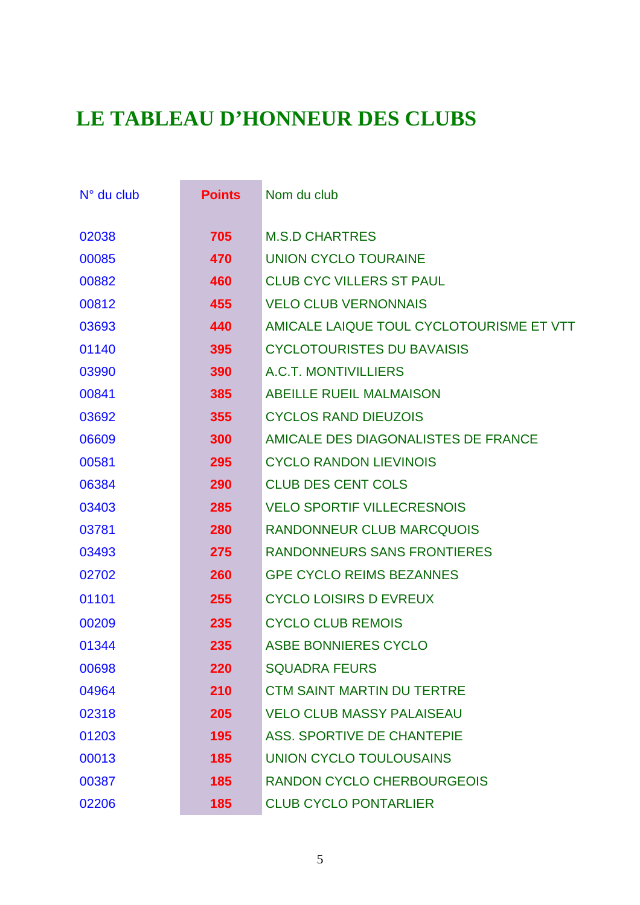# LE TABLEAU D'HONNEUR DES CLUBS

| N° du club | Points | Nom du club |
|---|---|---|
| 02038 | 705 | M.S.D CHARTRES |
| 00085 | 470 | UNION CYCLO TOURAINE |
| 00882 | 460 | CLUB CYC VILLERS ST PAUL |
| 00812 | 455 | VELO CLUB VERNONNAIS |
| 03693 | 440 | AMICALE LAIQUE TOUL CYCLOTOURISME ET VTT |
| 01140 | 395 | CYCLOTOURISTES DU BAVAISIS |
| 03990 | 390 | A.C.T. MONTIVILLIERS |
| 00841 | 385 | ABEILLE RUEIL MALMAISON |
| 03692 | 355 | CYCLOS RAND DIEUZOIS |
| 06609 | 300 | AMICALE DES DIAGONALISTES DE FRANCE |
| 00581 | 295 | CYCLO RANDON LIEVINOIS |
| 06384 | 290 | CLUB DES CENT COLS |
| 03403 | 285 | VELO SPORTIF VILLECRESNOIS |
| 03781 | 280 | RANDONNEUR CLUB MARCQUOIS |
| 03493 | 275 | RANDONNEURS SANS FRONTIERES |
| 02702 | 260 | GPE CYCLO REIMS BEZANNES |
| 01101 | 255 | CYCLO LOISIRS D EVREUX |
| 00209 | 235 | CYCLO CLUB REMOIS |
| 01344 | 235 | ASBE BONNIERES CYCLO |
| 00698 | 220 | SQUADRA FEURS |
| 04964 | 210 | CTM SAINT MARTIN DU TERTRE |
| 02318 | 205 | VELO CLUB MASSY PALAISEAU |
| 01203 | 195 | ASS. SPORTIVE DE CHANTEPIE |
| 00013 | 185 | UNION CYCLO TOULOUSAINS |
| 00387 | 185 | RANDON CYCLO CHERBOURGEOIS |
| 02206 | 185 | CLUB CYCLO PONTARLIER |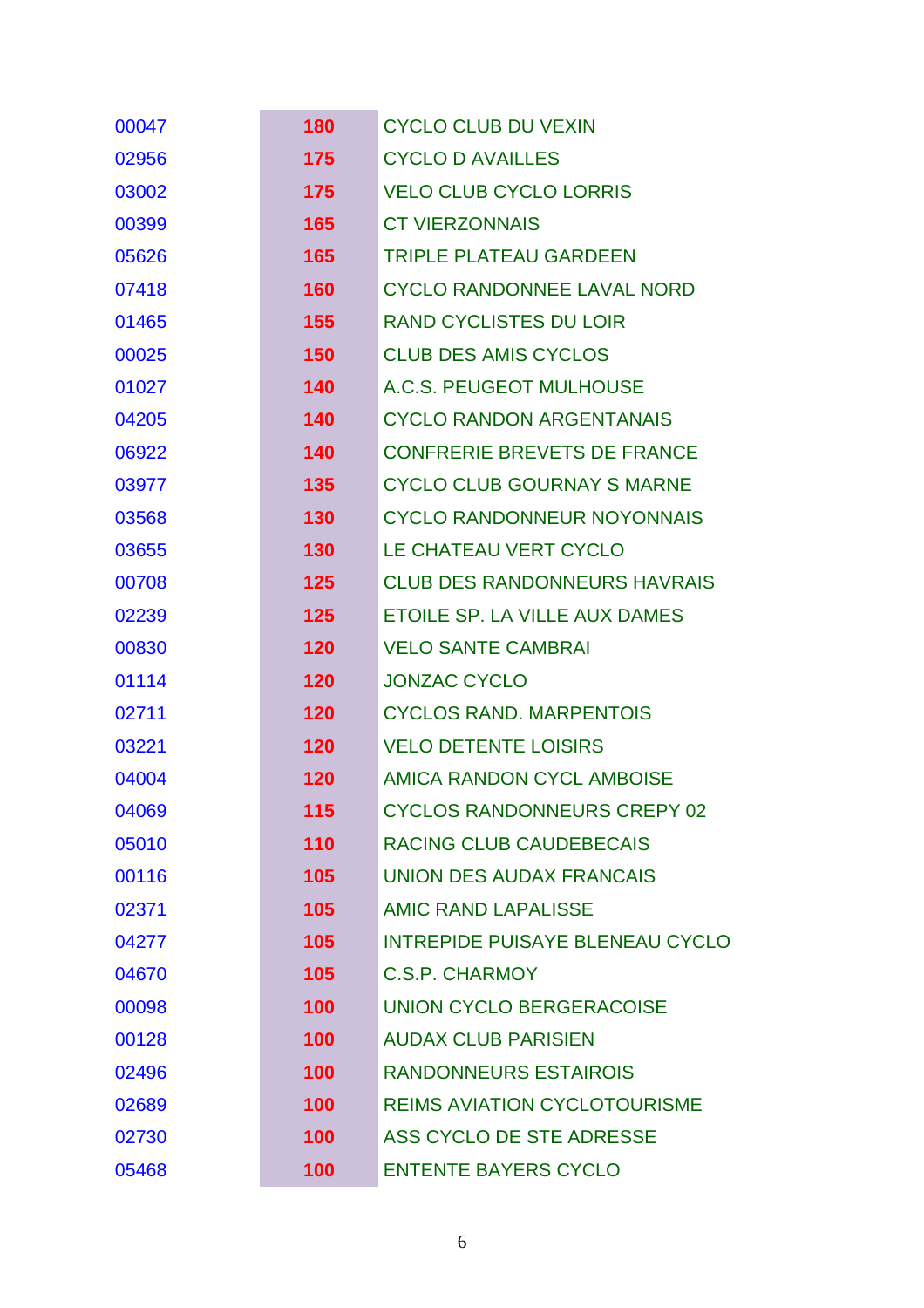| | | |
|---|---|---|
| 00047 | **180** | CYCLO CLUB DU VEXIN |
| 02956 | **175** | CYCLO D AVAILLES |
| 03002 | **175** | VELO CLUB CYCLO LORRIS |
| 00399 | **165** | CT VIERZONNAIS |
| 05626 | **165** | TRIPLE PLATEAU GARDEEN |
| 07418 | **160** | CYCLO RANDONNEE LAVAL NORD |
| 01465 | **155** | RAND CYCLISTES DU LOIR |
| 00025 | **150** | CLUB DES AMIS CYCLOS |
| 01027 | **140** | A.C.S. PEUGEOT MULHOUSE |
| 04205 | **140** | CYCLO RANDON ARGENTANAIS |
| 06922 | **140** | CONFRERIE BREVETS DE FRANCE |
| 03977 | **135** | CYCLO CLUB GOURNAY S MARNE |
| 03568 | **130** | CYCLO RANDONNEUR NOYONNAIS |
| 03655 | **130** | LE CHATEAU VERT CYCLO |
| 00708 | **125** | CLUB DES RANDONNEURS HAVRAIS |
| 02239 | **125** | ETOILE SP. LA VILLE AUX DAMES |
| 00830 | **120** | VELO SANTE CAMBRAI |
| 01114 | **120** | JONZAC CYCLO |
| 02711 | **120** | CYCLOS RAND. MARPENTOIS |
| 03221 | **120** | VELO DETENTE LOISIRS |
| 04004 | **120** | AMICA RANDON CYCL AMBOISE |
| 04069 | **115** | CYCLOS RANDONNEURS CREPY 02 |
| 05010 | **110** | RACING CLUB CAUDEBECAIS |
| 00116 | **105** | UNION DES AUDAX FRANCAIS |
| 02371 | **105** | AMIC RAND LAPALISSE |
| 04277 | **105** | INTREPIDE PUISAYE BLENEAU CYCLO |
| 04670 | **105** | C.S.P. CHARMOY |
| 00098 | **100** | UNION CYCLO BERGERACOISE |
| 00128 | **100** | AUDAX CLUB PARISIEN |
| 02496 | **100** | RANDONNEURS ESTAIROIS |
| 02689 | **100** | REIMS AVIATION CYCLOTOURISME |
| 02730 | **100** | ASS CYCLO DE STE ADRESSE |
| 05468 | **100** | ENTENTE BAYERS CYCLO |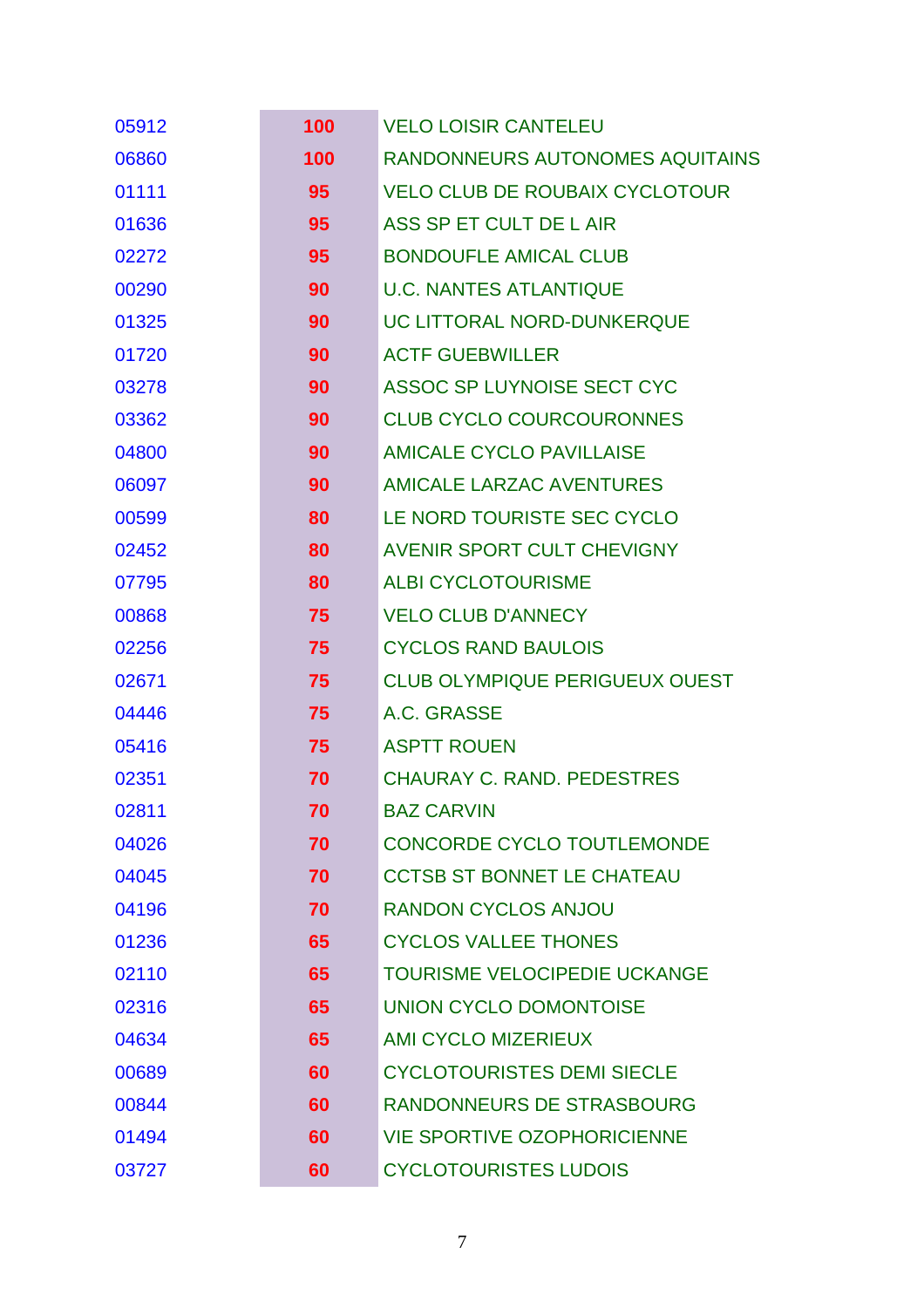| | | |
|---|---|---|
| 05912 | **100** | VELO LOISIR CANTELEU |
| 06860 | **100** | RANDONNEURS AUTONOMES AQUITAINS |
| 01111 | **95** | VELO CLUB DE ROUBAIX CYCLOTOUR |
| 01636 | **95** | ASS SP ET CULT DE L AIR |
| 02272 | **95** | BONDOUFLE AMICAL CLUB |
| 00290 | **90** | U.C. NANTES ATLANTIQUE |
| 01325 | **90** | UC LITTORAL NORD-DUNKERQUE |
| 01720 | **90** | ACTF GUEBWILLER |
| 03278 | **90** | ASSOC SP LUYNOISE SECT CYC |
| 03362 | **90** | CLUB CYCLO COURCOURONNES |
| 04800 | **90** | AMICALE CYCLO PAVILLAISE |
| 06097 | **90** | AMICALE LARZAC AVENTURES |
| 00599 | **80** | LE NORD TOURISTE SEC CYCLO |
| 02452 | **80** | AVENIR SPORT CULT CHEVIGNY |
| 07795 | **80** | ALBI CYCLOTOURISME |
| 00868 | **75** | VELO CLUB D'ANNECY |
| 02256 | **75** | CYCLOS RAND BAULOIS |
| 02671 | **75** | CLUB OLYMPIQUE PERIGUEUX OUEST |
| 04446 | **75** | A.C. GRASSE |
| 05416 | **75** | ASPTT ROUEN |
| 02351 | **70** | CHAURAY C. RAND. PEDESTRES |
| 02811 | **70** | BAZ CARVIN |
| 04026 | **70** | CONCORDE CYCLO TOUTLEMONDE |
| 04045 | **70** | CCTSB ST BONNET LE CHATEAU |
| 04196 | **70** | RANDON CYCLOS ANJOU |
| 01236 | **65** | CYCLOS VALLEE THONES |
| 02110 | **65** | TOURISME VELOCIPEDIE UCKANGE |
| 02316 | **65** | UNION CYCLO DOMONTOISE |
| 04634 | **65** | AMI CYCLO MIZERIEUX |
| 00689 | **60** | CYCLOTOURISTES DEMI SIECLE |
| 00844 | **60** | RANDONNEURS DE STRASBOURG |
| 01494 | **60** | VIE SPORTIVE OZOPHORICIENNE |
| 03727 | **60** | CYCLOTOURISTES LUDOIS |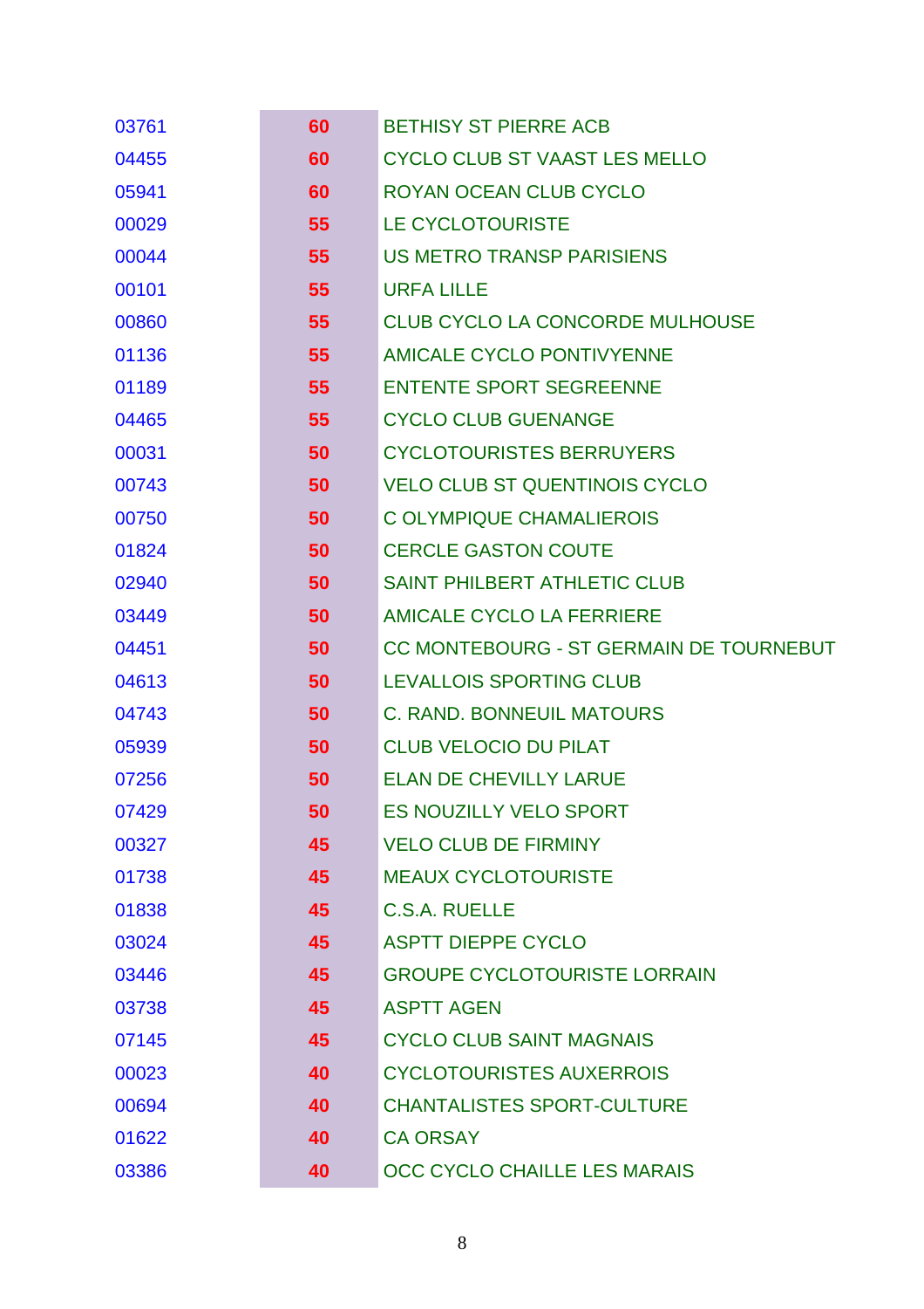| | | |
|---|---|---|
| 03761 | 60 | BETHISY ST PIERRE ACB |
| 04455 | 60 | CYCLO CLUB ST VAAST LES MELLO |
| 05941 | 60 | ROYAN OCEAN CLUB CYCLO |
| 00029 | 55 | LE CYCLOTOURISTE |
| 00044 | 55 | US METRO TRANSP PARISIENS |
| 00101 | 55 | URFA LILLE |
| 00860 | 55 | CLUB CYCLO LA CONCORDE MULHOUSE |
| 01136 | 55 | AMICALE CYCLO PONTIVYENNE |
| 01189 | 55 | ENTENTE SPORT SEGREENNE |
| 04465 | 55 | CYCLO CLUB GUENANGE |
| 00031 | 50 | CYCLOTOURISTES BERRUYERS |
| 00743 | 50 | VELO CLUB ST QUENTINOIS CYCLO |
| 00750 | 50 | C OLYMPIQUE CHAMALIEROIS |
| 01824 | 50 | CERCLE GASTON COUTE |
| 02940 | 50 | SAINT PHILBERT ATHLETIC CLUB |
| 03449 | 50 | AMICALE CYCLO LA FERRIERE |
| 04451 | 50 | CC MONTEBOURG - ST GERMAIN DE TOURNEBUT |
| 04613 | 50 | LEVALLOIS SPORTING CLUB |
| 04743 | 50 | C. RAND. BONNEUIL MATOURS |
| 05939 | 50 | CLUB VELOCIO DU PILAT |
| 07256 | 50 | ELAN DE CHEVILLY LARUE |
| 07429 | 50 | ES NOUZILLY VELO SPORT |
| 00327 | 45 | VELO CLUB DE FIRMINY |
| 01738 | 45 | MEAUX CYCLOTOURISTE |
| 01838 | 45 | C.S.A. RUELLE |
| 03024 | 45 | ASPTT DIEPPE CYCLO |
| 03446 | 45 | GROUPE CYCLOTOURISTE LORRAIN |
| 03738 | 45 | ASPTT AGEN |
| 07145 | 45 | CYCLO CLUB SAINT MAGNAIS |
| 00023 | 40 | CYCLOTOURISTES AUXERROIS |
| 00694 | 40 | CHANTALISTES SPORT-CULTURE |
| 01622 | 40 | CA ORSAY |
| 03386 | 40 | OCC CYCLO CHAILLE LES MARAIS |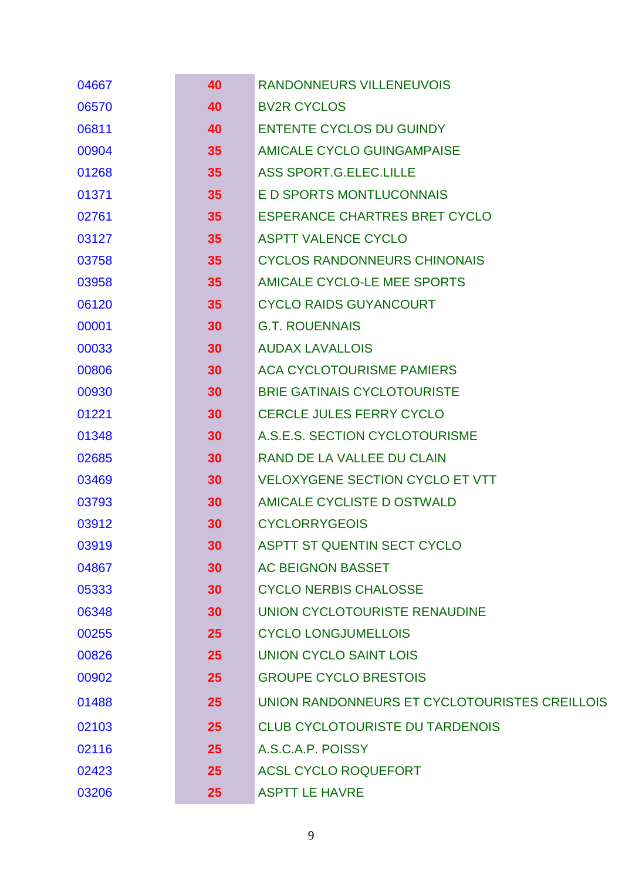| | | |
|---|---|---|
| 04667 | 40 | RANDONNEURS VILLENEUVOIS |
| 06570 | 40 | BV2R CYCLOS |
| 06811 | 40 | ENTENTE CYCLOS DU GUINDY |
| 00904 | 35 | AMICALE CYCLO GUINGAMPAISE |
| 01268 | 35 | ASS SPORT.G.ELEC.LILLE |
| 01371 | 35 | E D SPORTS MONTLUCONNAIS |
| 02761 | 35 | ESPERANCE CHARTRES BRET CYCLO |
| 03127 | 35 | ASPTT VALENCE CYCLO |
| 03758 | 35 | CYCLOS RANDONNEURS CHINONAIS |
| 03958 | 35 | AMICALE CYCLO-LE MEE SPORTS |
| 06120 | 35 | CYCLO RAIDS GUYANCOURT |
| 00001 | 30 | G.T. ROUENNAIS |
| 00033 | 30 | AUDAX LAVALLOIS |
| 00806 | 30 | ACA CYCLOTOURISME PAMIERS |
| 00930 | 30 | BRIE GATINAIS CYCLOTOURISTE |
| 01221 | 30 | CERCLE JULES FERRY CYCLO |
| 01348 | 30 | A.S.E.S. SECTION CYCLOTOURISME |
| 02685 | 30 | RAND DE LA VALLEE DU CLAIN |
| 03469 | 30 | VELOXYGENE SECTION CYCLO ET VTT |
| 03793 | 30 | AMICALE CYCLISTE D OSTWALD |
| 03912 | 30 | CYCLORRYGEOIS |
| 03919 | 30 | ASPTT ST QUENTIN SECT CYCLO |
| 04867 | 30 | AC BEIGNON BASSET |
| 05333 | 30 | CYCLO NERBIS CHALOSSE |
| 06348 | 30 | UNION CYCLOTOURISTE RENAUDINE |
| 00255 | 25 | CYCLO LONGJUMELLOIS |
| 00826 | 25 | UNION CYCLO SAINT LOIS |
| 00902 | 25 | GROUPE CYCLO BRESTOIS |
| 01488 | 25 | UNION RANDONNEURS ET CYCLOTOURISTES CREILLOIS |
| 02103 | 25 | CLUB CYCLOTOURISTE DU TARDENOIS |
| 02116 | 25 | A.S.C.A.P. POISSY |
| 02423 | 25 | ACSL CYCLO ROQUEFORT |
| 03206 | 25 | ASPTT LE HAVRE |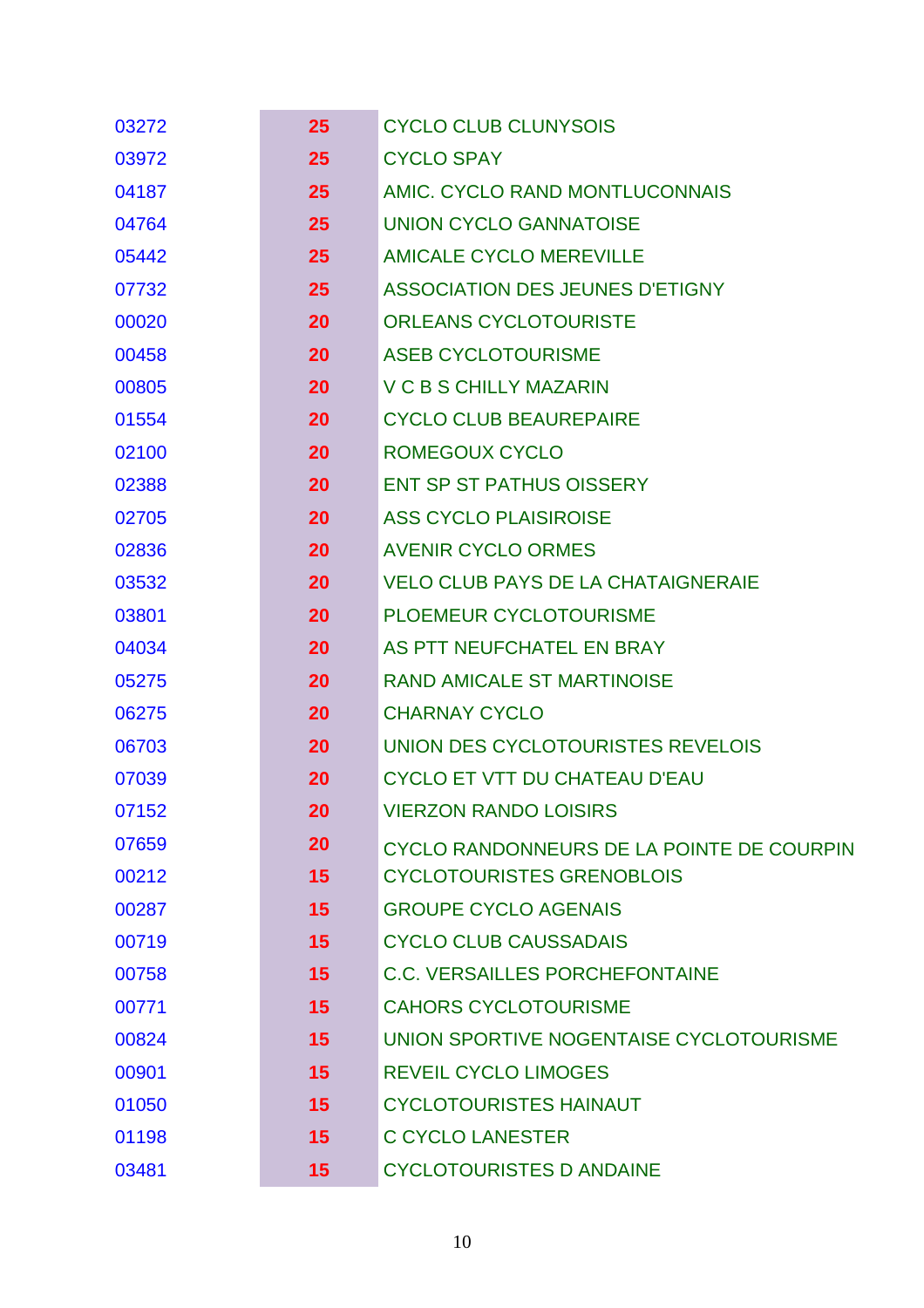| | | |
|---|---|---|
| 03272 | 25 | CYCLO CLUB CLUNYSOIS |
| 03972 | 25 | CYCLO SPAY |
| 04187 | 25 | AMIC. CYCLO RAND MONTLUCONNAIS |
| 04764 | 25 | UNION CYCLO GANNATOISE |
| 05442 | 25 | AMICALE CYCLO MEREVILLE |
| 07732 | 25 | ASSOCIATION DES JEUNES D'ETIGNY |
| 00020 | 20 | ORLEANS CYCLOTOURISTE |
| 00458 | 20 | ASEB CYCLOTOURISME |
| 00805 | 20 | V C B S CHILLY MAZARIN |
| 01554 | 20 | CYCLO CLUB BEAUREPAIRE |
| 02100 | 20 | ROMEGOUX CYCLO |
| 02388 | 20 | ENT SP ST PATHUS OISSERY |
| 02705 | 20 | ASS CYCLO PLAISIROISE |
| 02836 | 20 | AVENIR CYCLO ORMES |
| 03532 | 20 | VELO CLUB PAYS DE LA CHATAIGNERAIE |
| 03801 | 20 | PLOEMEUR CYCLOTOURISME |
| 04034 | 20 | AS PTT NEUFCHATEL EN BRAY |
| 05275 | 20 | RAND AMICALE ST MARTINOISE |
| 06275 | 20 | CHARNAY CYCLO |
| 06703 | 20 | UNION DES CYCLOTOURISTES REVELOIS |
| 07039 | 20 | CYCLO ET VTT DU CHATEAU D'EAU |
| 07152 | 20 | VIERZON RANDO LOISIRS |
| 07659 | 20 | CYCLO RANDONNEURS DE LA POINTE DE COURPIN |
| 00212 | 15 | CYCLOTOURISTES GRENOBLOIS |
| 00287 | 15 | GROUPE CYCLO AGENAIS |
| 00719 | 15 | CYCLO CLUB CAUSSADAIS |
| 00758 | 15 | C.C. VERSAILLES PORCHEFONTAINE |
| 00771 | 15 | CAHORS CYCLOTOURISME |
| 00824 | 15 | UNION SPORTIVE NOGENTAISE CYCLOTOURISME |
| 00901 | 15 | REVEIL CYCLO LIMOGES |
| 01050 | 15 | CYCLOTOURISTES HAINAUT |
| 01198 | 15 | C CYCLO LANESTER |
| 03481 | 15 | CYCLOTOURISTES D ANDAINE |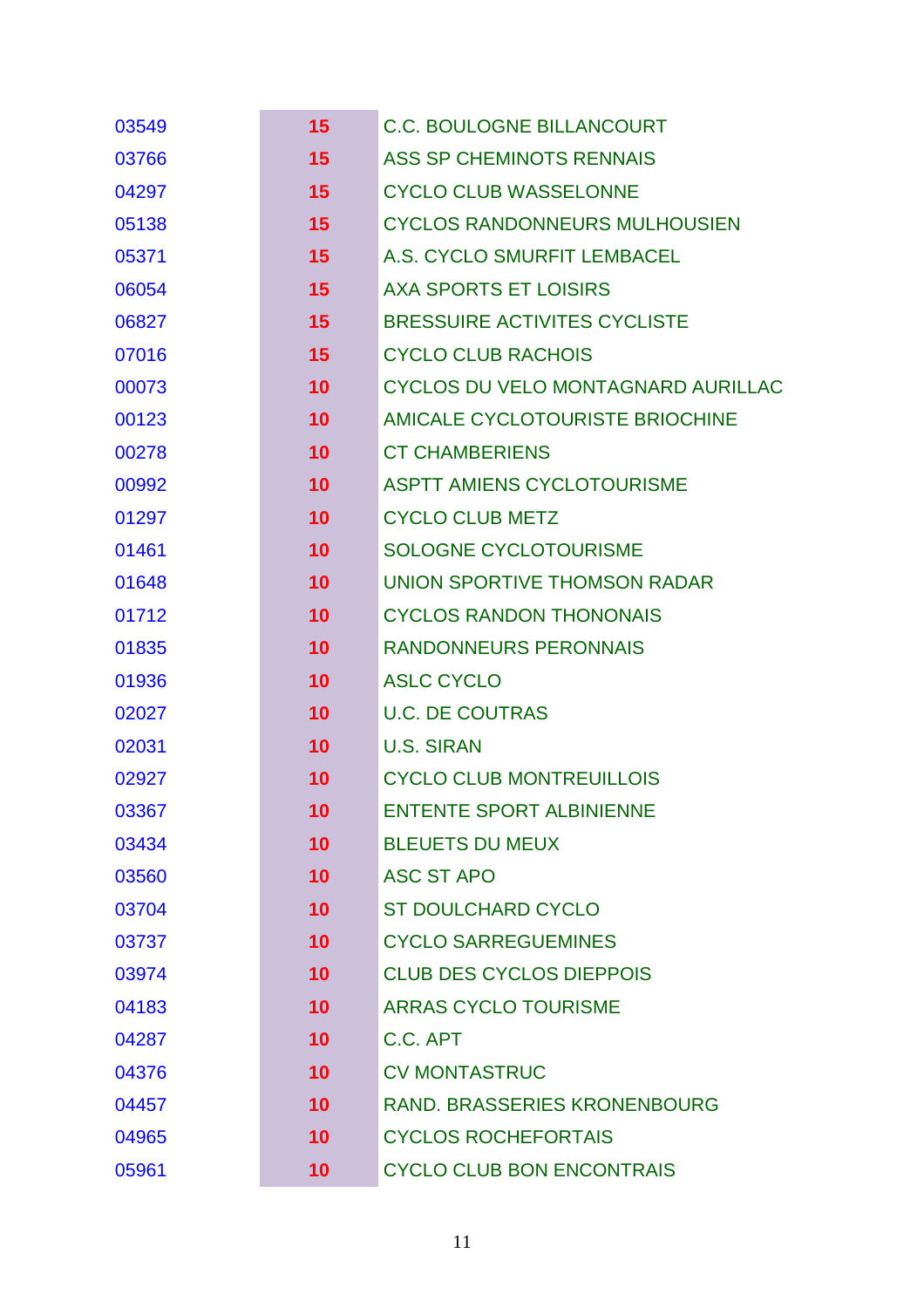| | | |
|---|---|---|
| 03549 | 15 | C.C. BOULOGNE BILLANCOURT |
| 03766 | 15 | ASS SP CHEMINOTS RENNAIS |
| 04297 | 15 | CYCLO CLUB WASSELONNE |
| 05138 | 15 | CYCLOS RANDONNEURS MULHOUSIEN |
| 05371 | 15 | A.S. CYCLO SMURFIT LEMBACEL |
| 06054 | 15 | AXA SPORTS ET LOISIRS |
| 06827 | 15 | BRESSUIRE ACTIVITES CYCLISTE |
| 07016 | 15 | CYCLO CLUB RACHOIS |
| 00073 | 10 | CYCLOS DU VELO MONTAGNARD AURILLAC |
| 00123 | 10 | AMICALE CYCLOTOURISTE BRIOCHINE |
| 00278 | 10 | CT CHAMBERIENS |
| 00992 | 10 | ASPTT AMIENS CYCLOTOURISME |
| 01297 | 10 | CYCLO CLUB METZ |
| 01461 | 10 | SOLOGNE CYCLOTOURISME |
| 01648 | 10 | UNION SPORTIVE THOMSON RADAR |
| 01712 | 10 | CYCLOS RANDON THONONAIS |
| 01835 | 10 | RANDONNEURS PERONNAIS |
| 01936 | 10 | ASLC CYCLO |
| 02027 | 10 | U.C. DE COUTRAS |
| 02031 | 10 | U.S. SIRAN |
| 02927 | 10 | CYCLO CLUB MONTREUILLOIS |
| 03367 | 10 | ENTENTE SPORT ALBINIENNE |
| 03434 | 10 | BLEUETS DU MEUX |
| 03560 | 10 | ASC ST APO |
| 03704 | 10 | ST DOULCHARD CYCLO |
| 03737 | 10 | CYCLO SARREGUEMINES |
| 03974 | 10 | CLUB DES CYCLOS DIEPPOIS |
| 04183 | 10 | ARRAS CYCLO TOURISME |
| 04287 | 10 | C.C. APT |
| 04376 | 10 | CV MONTASTRUC |
| 04457 | 10 | RAND. BRASSERIES KRONENBOURG |
| 04965 | 10 | CYCLOS ROCHEFORTAIS |
| 05961 | 10 | CYCLO CLUB BON ENCONTRAIS |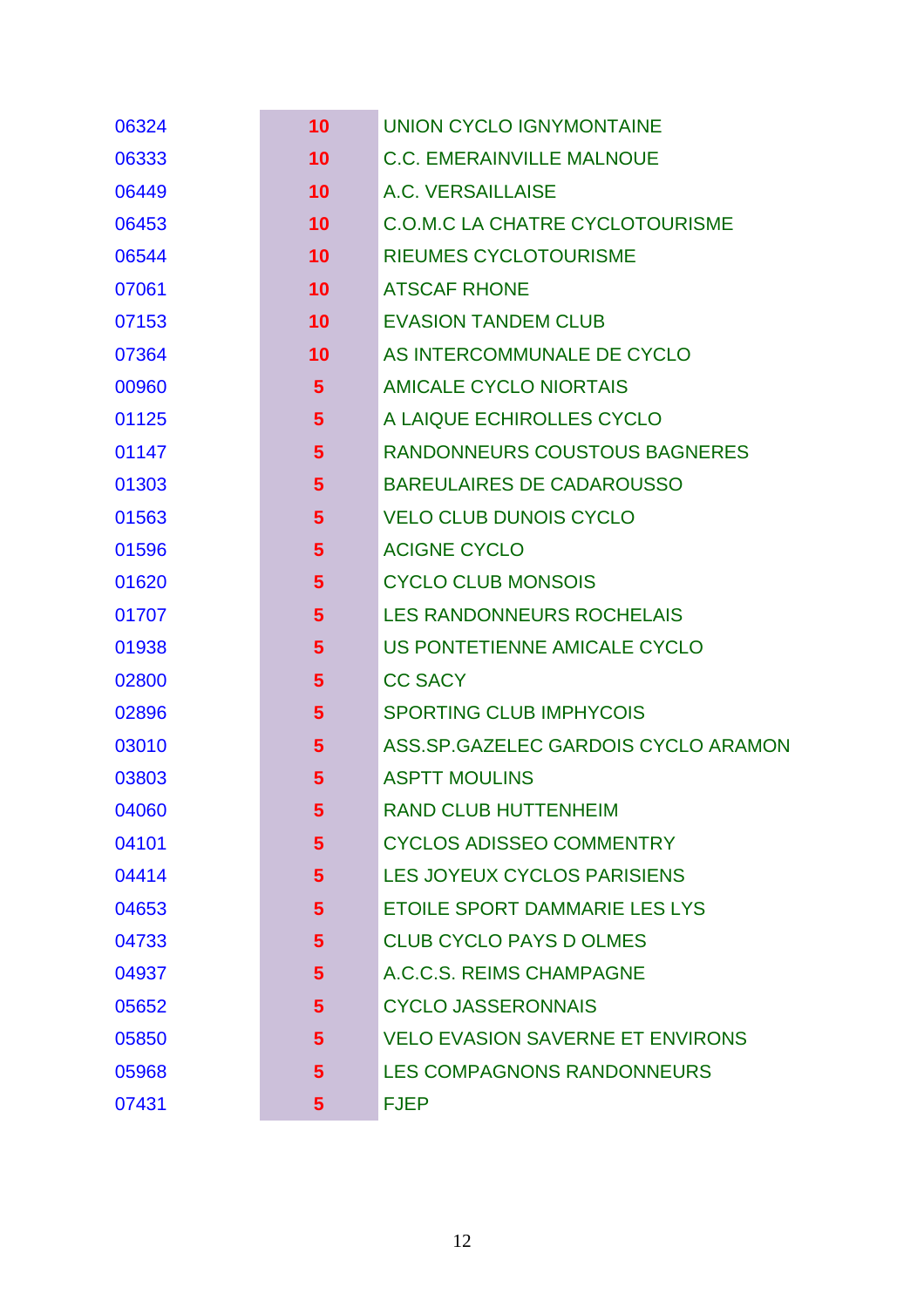| | | |
|---|---|---|
| 06324 | **10** | UNION CYCLO IGNYMONTAINE |
| 06333 | **10** | C.C. EMERAINVILLE MALNOUE |
| 06449 | **10** | A.C. VERSAILLAISE |
| 06453 | **10** | C.O.M.C LA CHATRE CYCLOTOURISME |
| 06544 | **10** | RIEUMES CYCLOTOURISME |
| 07061 | **10** | ATSCAF RHONE |
| 07153 | **10** | EVASION TANDEM CLUB |
| 07364 | **10** | AS INTERCOMMUNALE DE CYCLO |
| 00960 | **5** | AMICALE CYCLO NIORTAIS |
| 01125 | **5** | A LAIQUE ECHIROLLES CYCLO |
| 01147 | **5** | RANDONNEURS COUSTOUS BAGNERES |
| 01303 | **5** | BAREULAIRES DE CADAROUSSO |
| 01563 | **5** | VELO CLUB DUNOIS CYCLO |
| 01596 | **5** | ACIGNE CYCLO |
| 01620 | **5** | CYCLO CLUB MONSOIS |
| 01707 | **5** | LES RANDONNEURS ROCHELAIS |
| 01938 | **5** | US PONTETIENNE AMICALE CYCLO |
| 02800 | **5** | CC SACY |
| 02896 | **5** | SPORTING CLUB IMPHYCOIS |
| 03010 | **5** | ASS.SP.GAZELEC GARDOIS CYCLO ARAMON |
| 03803 | **5** | ASPTT MOULINS |
| 04060 | **5** | RAND CLUB HUTTENHEIM |
| 04101 | **5** | CYCLOS ADISSEO COMMENTRY |
| 04414 | **5** | LES JOYEUX CYCLOS PARISIENS |
| 04653 | **5** | ETOILE SPORT DAMMARIE LES LYS |
| 04733 | **5** | CLUB CYCLO PAYS D OLMES |
| 04937 | **5** | A.C.C.S. REIMS CHAMPAGNE |
| 05652 | **5** | CYCLO JASSERONNAIS |
| 05850 | **5** | VELO EVASION SAVERNE ET ENVIRONS |
| 05968 | **5** | LES COMPAGNONS RANDONNEURS |
| 07431 | **5** | FJEP |